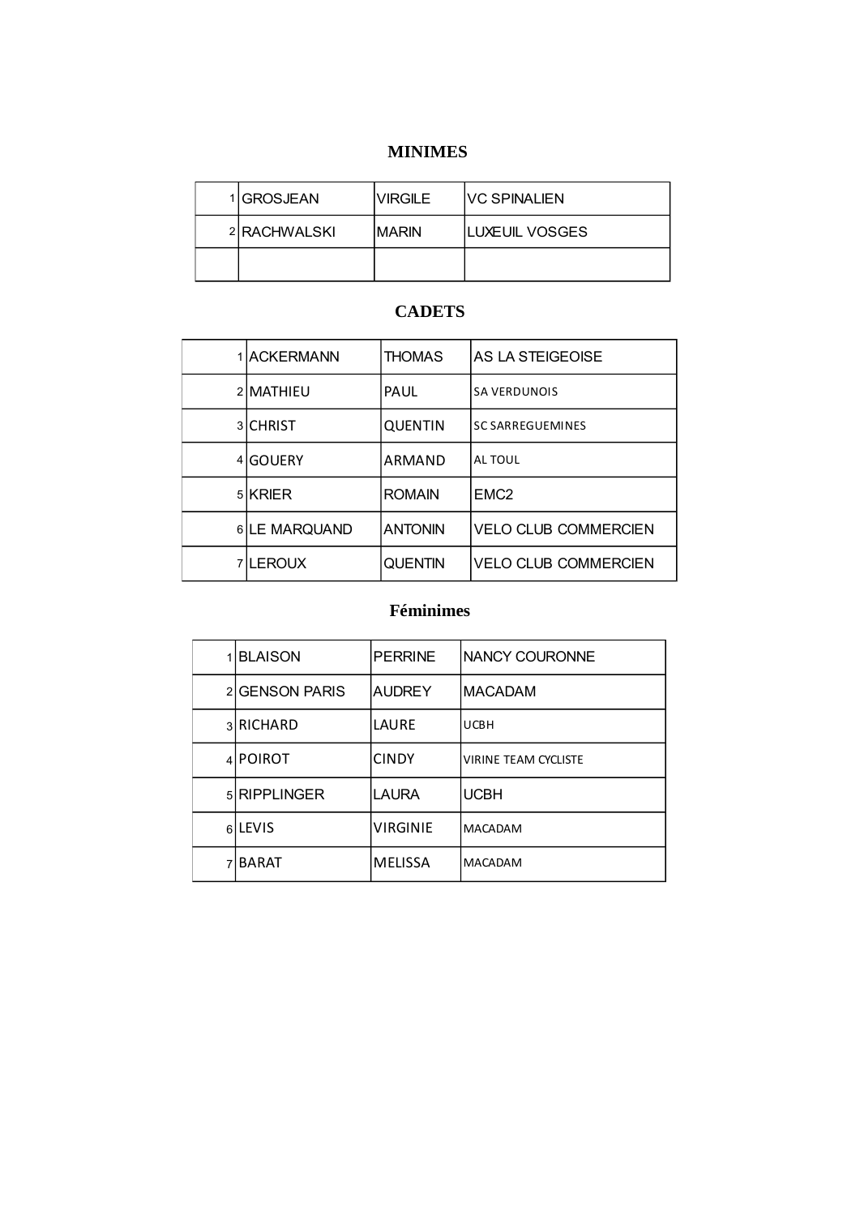## MINIMES

| | | | |
|---|---|---|---|
| 1 | GROSJEAN | VIRGILE | VC SPINALIEN |
| 2 | RACHWALSKI | MARIN | LUXEUIL VOSGES |
| | | | |

## CADETS

| | | | |
|---|---|---|---|
| 1 | ACKERMANN | THOMAS | AS LA STEIGEOISE |
| 2 | MATHIEU | PAUL | SA VERDUNOIS |
| 3 | CHRIST | QUENTIN | SC SARREGUEMINES |
| 4 | GOUERY | ARMAND | AL TOUL |
| 5 | KRIER | ROMAIN | EMC2 |
| 6 | LE MARQUAND | ANTONIN | VELO CLUB COMMERCIEN |
| 7 | LEROUX | QUENTIN | VELO CLUB COMMERCIEN |

## Féminimes

| | | | |
|---|---|---|---|
| 1 | BLAISON | PERRINE | NANCY COURONNE |
| 2 | GENSON PARIS | AUDREY | MACADAM |
| 3 | RICHARD | LAURE | UCBH |
| 4 | POIROT | CINDY | VIRINE TEAM CYCLISTE |
| 5 | RIPPLINGER | LAURA | UCBH |
| 6 | LEVIS | VIRGINIE | MACADAM |
| 7 | BARAT | MELISSA | MACADAM |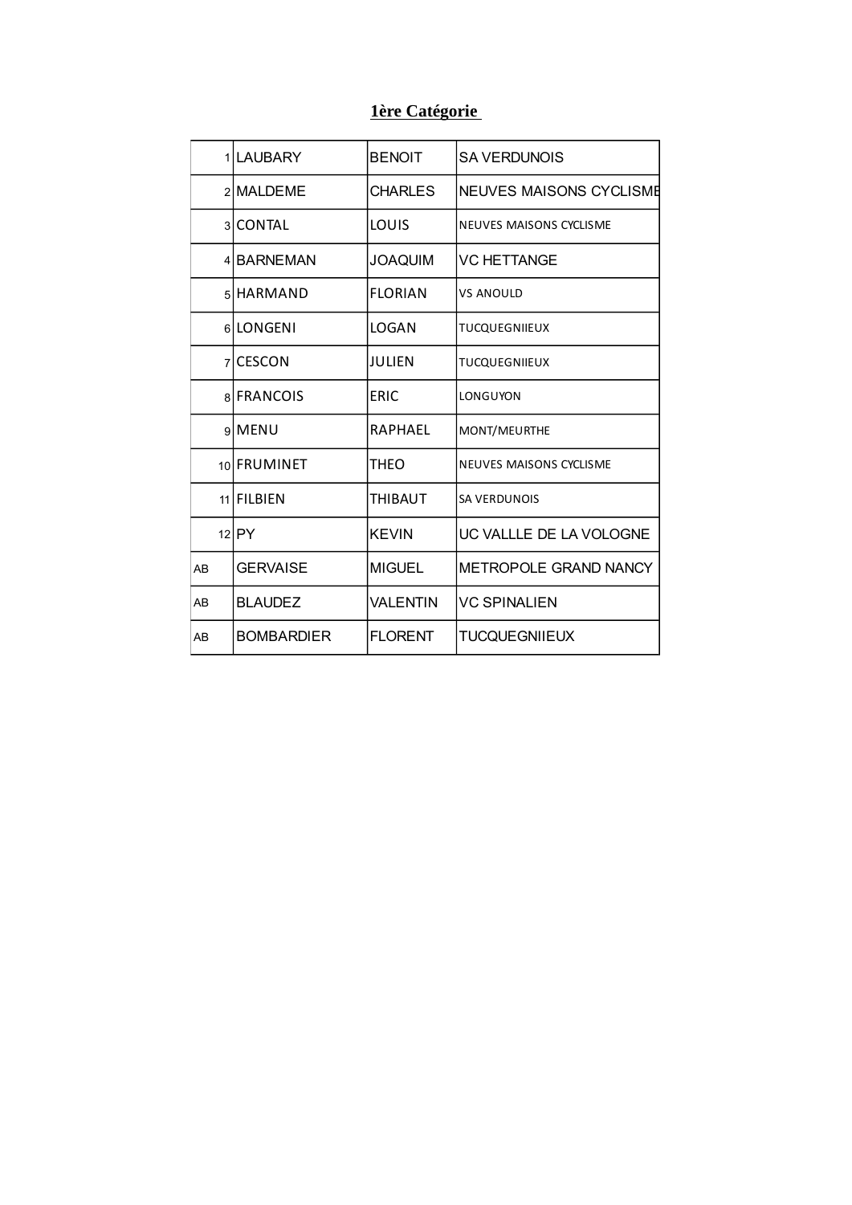# 1ère Catégorie

| | | | |
|---|---|---|---|
| 1 | LAUBARY | BENOIT | SA VERDUNOIS |
| 2 | MALDEME | CHARLES | NEUVES MAISONS CYCLISME |
| 3 | CONTAL | LOUIS | NEUVES MAISONS CYCLISME |
| 4 | BARNEMAN | JOAQUIM | VC HETTANGE |
| 5 | HARMAND | FLORIAN | VS ANOULD |
| 6 | LONGENI | LOGAN | TUCQUEGNIIEUX |
| 7 | CESCON | JULIEN | TUCQUEGNIIEUX |
| 8 | FRANCOIS | ERIC | LONGUYON |
| 9 | MENU | RAPHAEL | MONT/MEURTHE |
| 10 | FRUMINET | THEO | NEUVES MAISONS CYCLISME |
| 11 | FILBIEN | THIBAUT | SA VERDUNOIS |
| 12 | PY | KEVIN | UC VALLLE DE LA VOLOGNE |
| AB | GERVAISE | MIGUEL | METROPOLE GRAND NANCY |
| AB | BLAUDEZ | VALENTIN | VC SPINALIEN |
| AB | BOMBARDIER | FLORENT | TUCQUEGNIIEUX |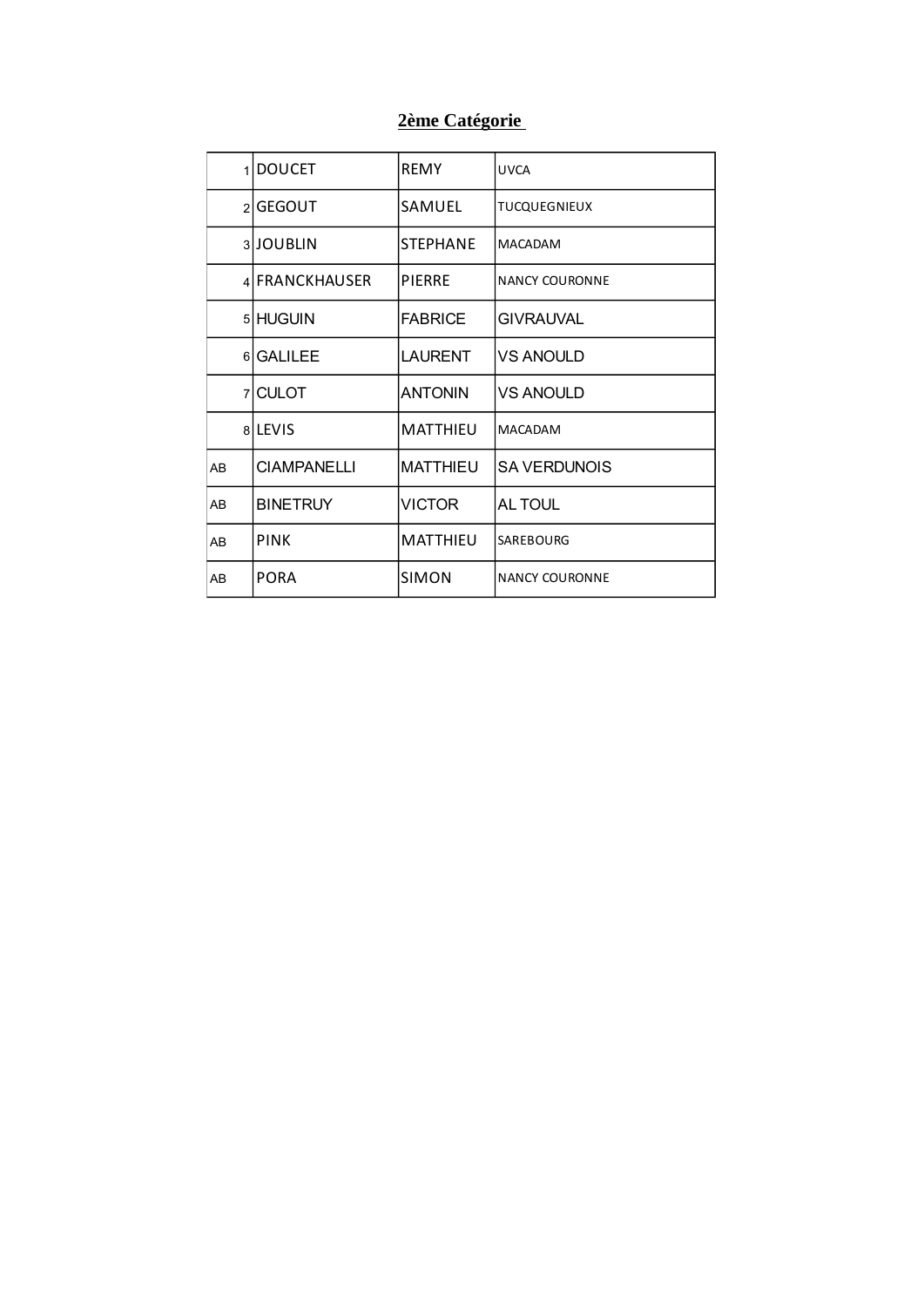## 2ème Catégorie

| | | | |
|---|---|---|---|
| 1 | DOUCET | REMY | UVCA |
| 2 | GEGOUT | SAMUEL | TUCQUEGNIEUX |
| 3 | JOUBLIN | STEPHANE | MACADAM |
| 4 | FRANCKHAUSER | PIERRE | NANCY COURONNE |
| 5 | HUGUIN | FABRICE | GIVRAUVAL |
| 6 | GALILEE | LAURENT | VS ANOULD |
| 7 | CULOT | ANTONIN | VS ANOULD |
| 8 | LEVIS | MATTHIEU | MACADAM |
| AB | CIAMPANELLI | MATTHIEU | SA VERDUNOIS |
| AB | BINETRUY | VICTOR | AL TOUL |
| AB | PINK | MATTHIEU | SAREBOURG |
| AB | PORA | SIMON | NANCY COURONNE |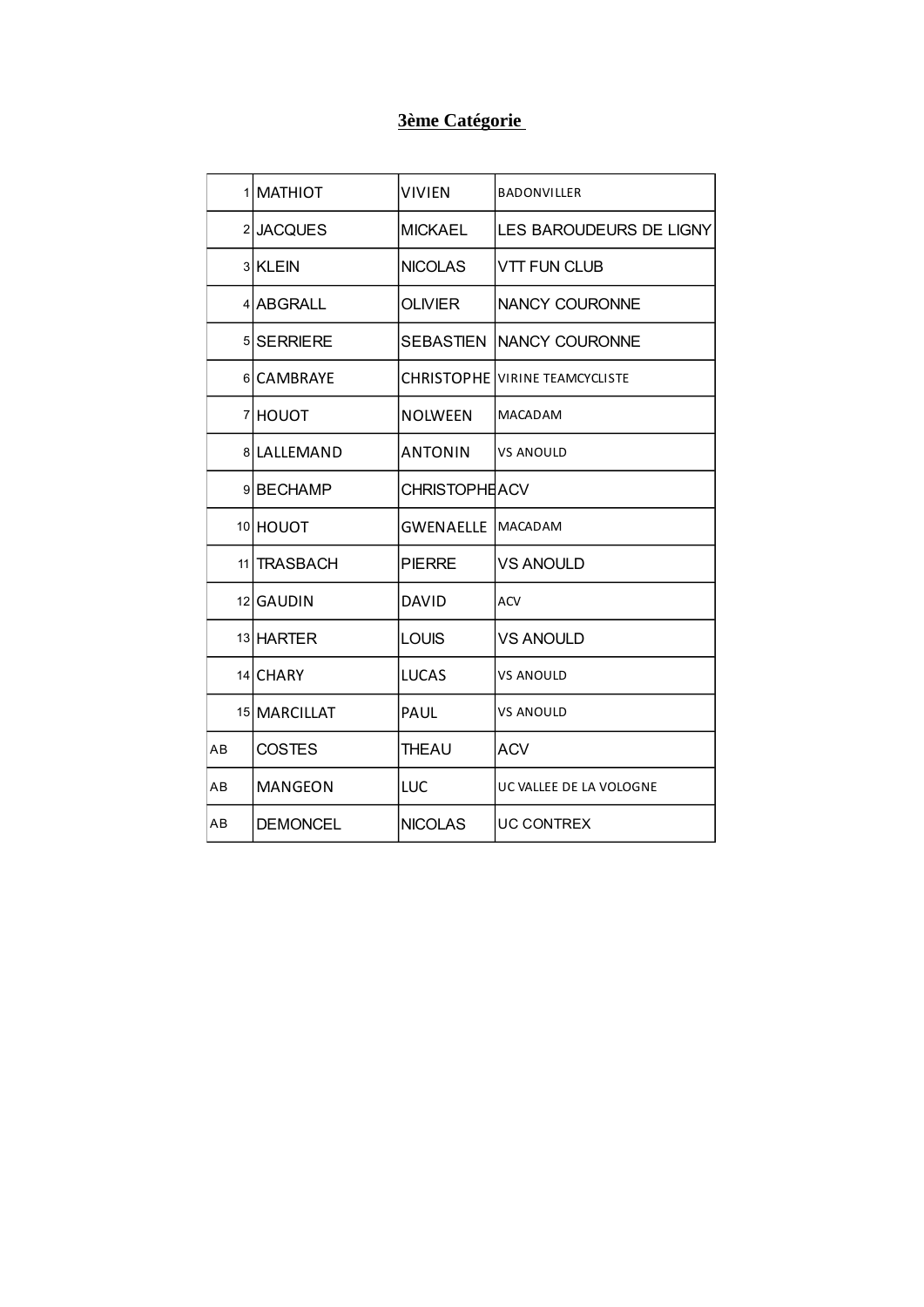# 3ème Catégorie

| | | | |
|---|---|---|---|
| 1 | MATHIOT | VIVIEN | BADONVILLER |
| 2 | JACQUES | MICKAEL | LES BAROUDEURS DE LIGNY |
| 3 | KLEIN | NICOLAS | VTT FUN CLUB |
| 4 | ABGRALL | OLIVIER | NANCY COURONNE |
| 5 | SERRIERE | SEBASTIEN | NANCY COURONNE |
| 6 | CAMBRAYE | CHRISTOPHE | VIRINE TEAMCYCLISTE |
| 7 | HOUOT | NOLWEEN | MACADAM |
| 8 | LALLEMAND | ANTONIN | VS ANOULD |
| 9 | BECHAMP | CHRISTOPHE | ACV |
| 10 | HOUOT | GWENAELLE | MACADAM |
| 11 | TRASBACH | PIERRE | VS ANOULD |
| 12 | GAUDIN | DAVID | ACV |
| 13 | HARTER | LOUIS | VS ANOULD |
| 14 | CHARY | LUCAS | VS ANOULD |
| 15 | MARCILLAT | PAUL | VS ANOULD |
| AB | COSTES | THEAU | ACV |
| AB | MANGEON | LUC | UC VALLEE DE LA VOLOGNE |
| AB | DEMONCEL | NICOLAS | UC CONTREX |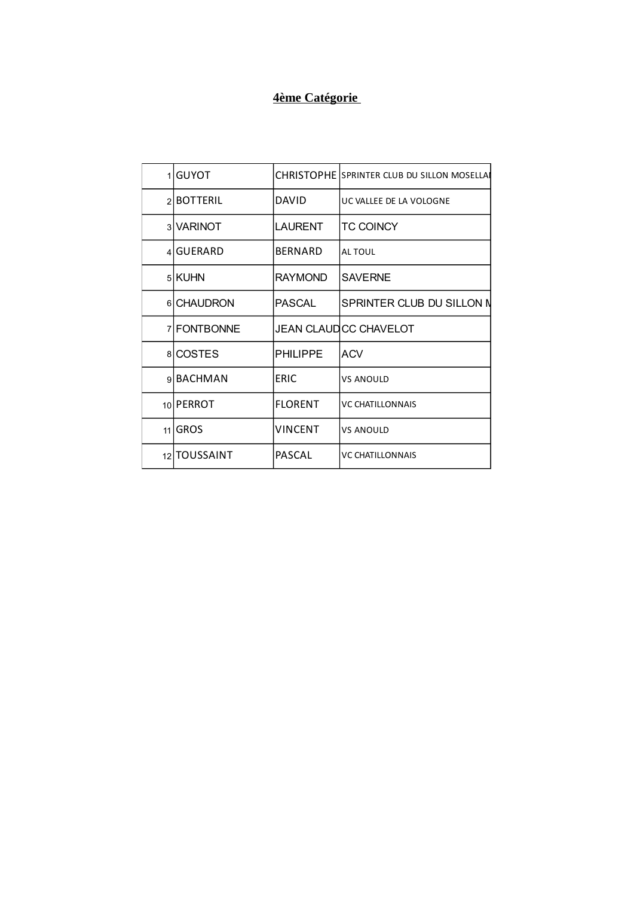**4ème Catégorie**

| | | | |
|---|---|---|---|
| 1 | GUYOT | CHRISTOPHE | SPRINTER CLUB DU SILLON MOSELLAI |
| 2 | BOTTERIL | DAVID | UC VALLEE DE LA VOLOGNE |
| 3 | VARINOT | LAURENT | TC COINCY |
| 4 | GUERARD | BERNARD | AL TOUL |
| 5 | KUHN | RAYMOND | SAVERNE |
| 6 | CHAUDRON | PASCAL | SPRINTER CLUB DU SILLON M |
| 7 | FONTBONNE | JEAN CLAUD | CC CHAVELOT |
| 8 | COSTES | PHILIPPE | ACV |
| 9 | BACHMAN | ERIC | VS ANOULD |
| 10 | PERROT | FLORENT | VC CHATILLONNAIS |
| 11 | GROS | VINCENT | VS ANOULD |
| 12 | TOUSSAINT | PASCAL | VC CHATILLONNAIS |